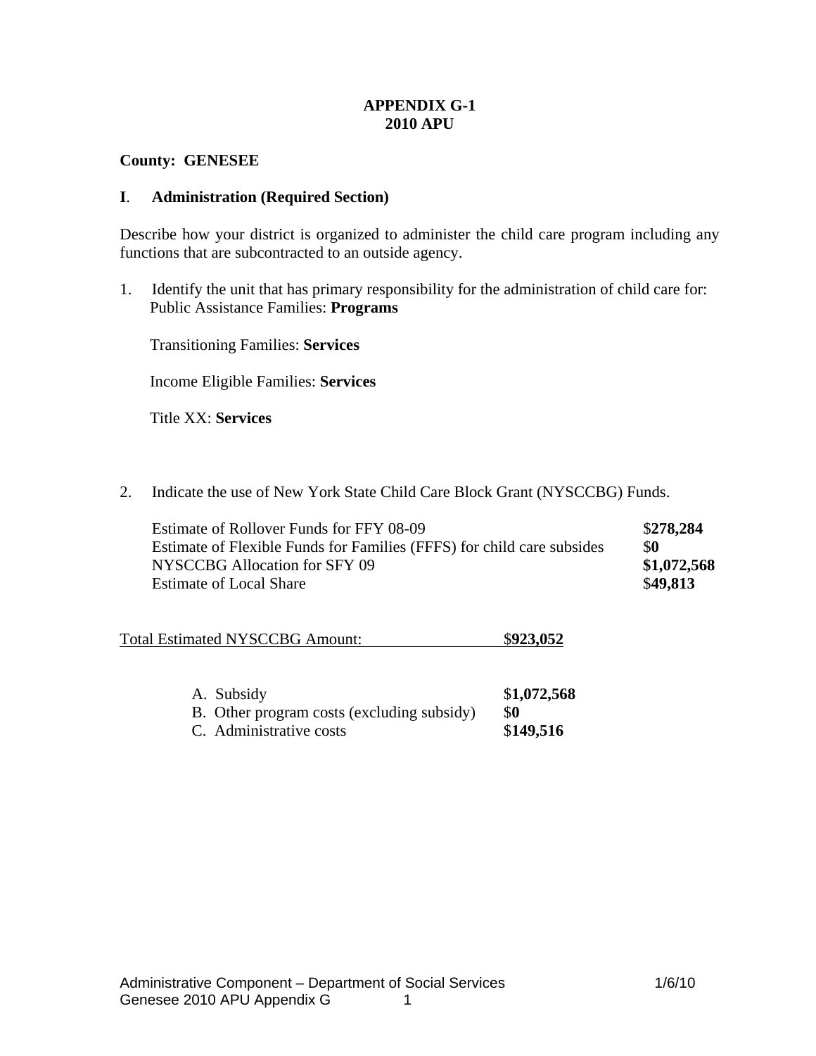**APPENDIX G-1**
**2010 APU**

**County: GENESEE**

**I. Administration (Required Section)**

Describe how your district is organized to administer the child care program including any functions that are subcontracted to an outside agency.

1. Identify the unit that has primary responsibility for the administration of child care for:
   Public Assistance Families: **Programs**

   Transitioning Families: **Services**

   Income Eligible Families: **Services**

   Title XX: **Services**

2. Indicate the use of New York State Child Care Block Grant (NYSCCBG) Funds.

| | |
|---|---|
| Estimate of Rollover Funds for FFY 08-09 | $**278,284** |
| Estimate of Flexible Funds for Families (FFFS) for child care subsides | $**0** |
| NYSCCBG Allocation for SFY 09 | **$1,072,568** |
| Estimate of Local Share | $**49,813** |

Total Estimated NYSCCBG Amount: $**923,052**

| | |
|---|---|
| A. Subsidy | $**1,072,568** |
| B. Other program costs (excluding subsidy) | $**0** |
| C. Administrative costs | $**149,516** |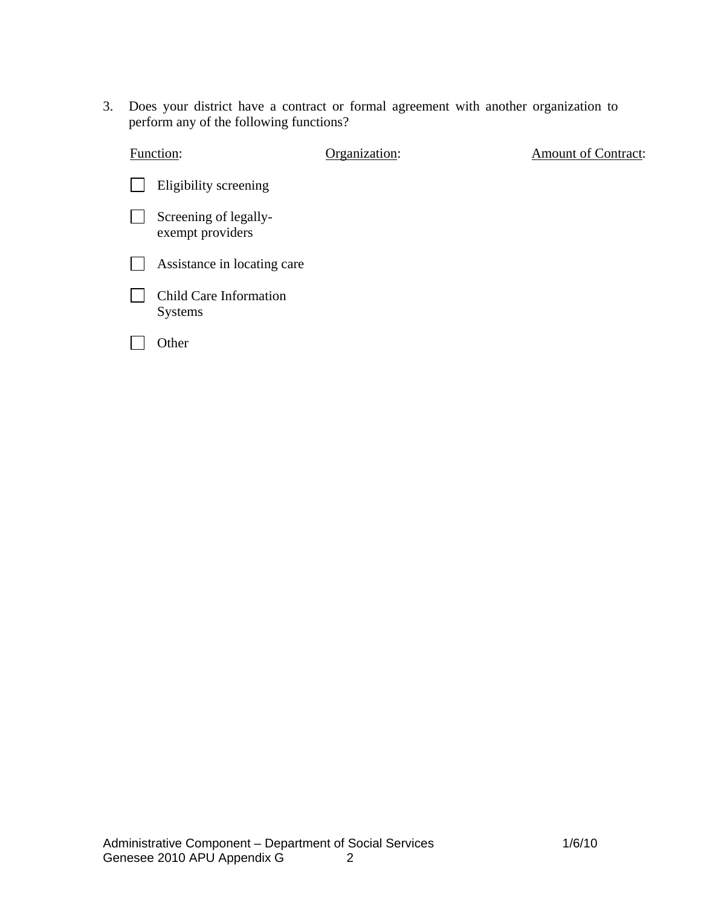3. Does your district have a contract or formal agreement with another organization to perform any of the following functions?

| Function: | Organization: | Amount of Contract: |
|---|---|---|
| ☐ Eligibility screening | | |
| ☐ Screening of legally-exempt providers | | |
| ☐ Assistance in locating care | | |
| ☐ Child Care Information Systems | | |
| ☐ Other | | |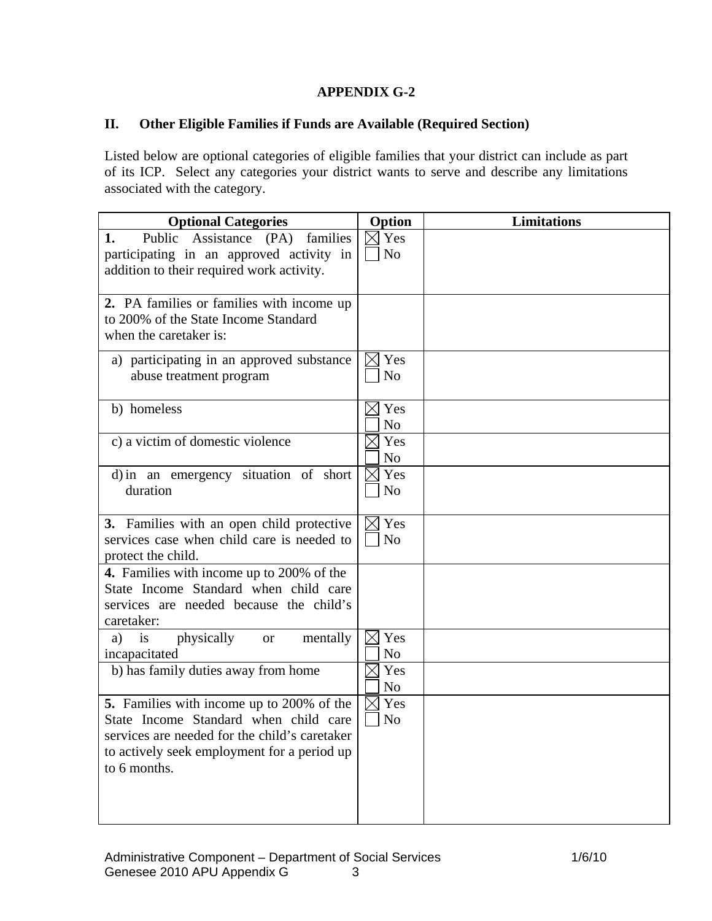**APPENDIX G-2**

**II. Other Eligible Families if Funds are Available (Required Section)**

Listed below are optional categories of eligible families that your district can include as part of its ICP. Select any categories your district wants to serve and describe any limitations associated with the category.

| Optional Categories | Option | Limitations |
|---|---|---|
| **1.** Public Assistance (PA) families participating in an approved activity in addition to their required work activity. | ☒ Yes ☐ No | |
| **2.** PA families or families with income up to 200% of the State Income Standard when the caretaker is: | | |
| a) participating in an approved substance abuse treatment program | ☒ Yes ☐ No | |
| b) homeless | ☒ Yes ☐ No | |
| c) a victim of domestic violence | ☒ Yes ☐ No | |
| d) in an emergency situation of short duration | ☒ Yes ☐ No | |
| **3.** Families with an open child protective services case when child care is needed to protect the child. | ☒ Yes ☐ No | |
| **4.** Families with income up to 200% of the State Income Standard when child care services are needed because the child's caretaker: | | |
| a) is physically or mentally incapacitated | ☒ Yes ☐ No | |
| b) has family duties away from home | ☒ Yes ☐ No | |
| **5.** Families with income up to 200% of the State Income Standard when child care services are needed for the child's caretaker to actively seek employment for a period up to 6 months. | ☒ Yes ☐ No | |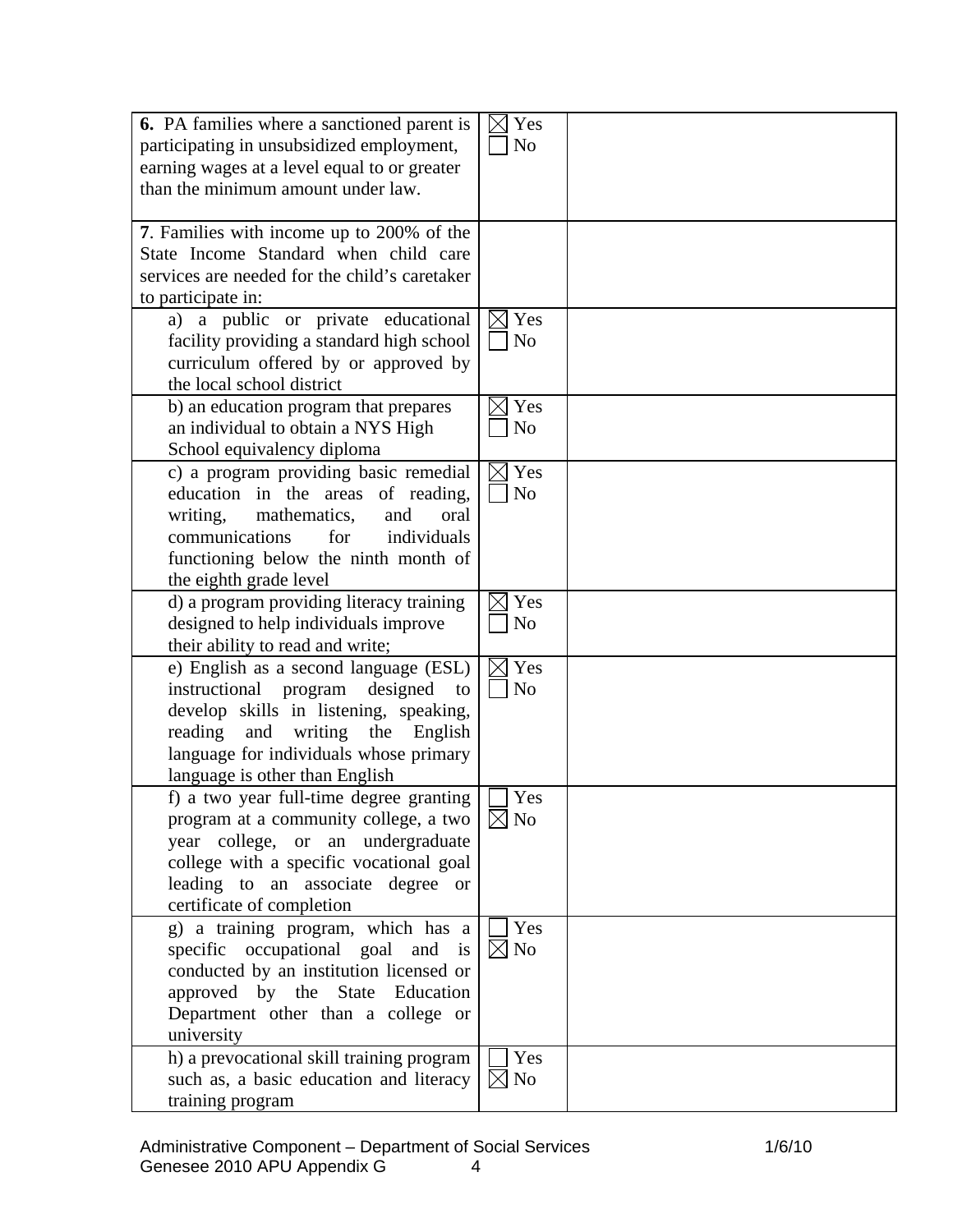| | | |
|---|---|---|
| **6.** PA families where a sanctioned parent is participating in unsubsidized employment, earning wages at a level equal to or greater than the minimum amount under law. | ☒ Yes<br>☐ No | |
| **7**. Families with income up to 200% of the State Income Standard when child care services are needed for the child's caretaker to participate in: | | |
| a) a public or private educational facility providing a standard high school curriculum offered by or approved by the local school district | ☒ Yes<br>☐ No | |
| b) an education program that prepares an individual to obtain a NYS High School equivalency diploma | ☒ Yes<br>☐ No | |
| c) a program providing basic remedial education in the areas of reading, writing, mathematics, and oral communications for individuals functioning below the ninth month of the eighth grade level | ☒ Yes<br>☐ No | |
| d) a program providing literacy training designed to help individuals improve their ability to read and write; | ☒ Yes<br>☐ No | |
| e) English as a second language (ESL) instructional program designed to develop skills in listening, speaking, reading and writing the English language for individuals whose primary language is other than English | ☒ Yes<br>☐ No | |
| f) a two year full-time degree granting program at a community college, a two year college, or an undergraduate college with a specific vocational goal leading to an associate degree or certificate of completion | ☐ Yes<br>☒ No | |
| g) a training program, which has a specific occupational goal and is conducted by an institution licensed or approved by the State Education Department other than a college or university | ☐ Yes<br>☒ No | |
| h) a prevocational skill training program such as, a basic education and literacy training program | ☐ Yes<br>☒ No | |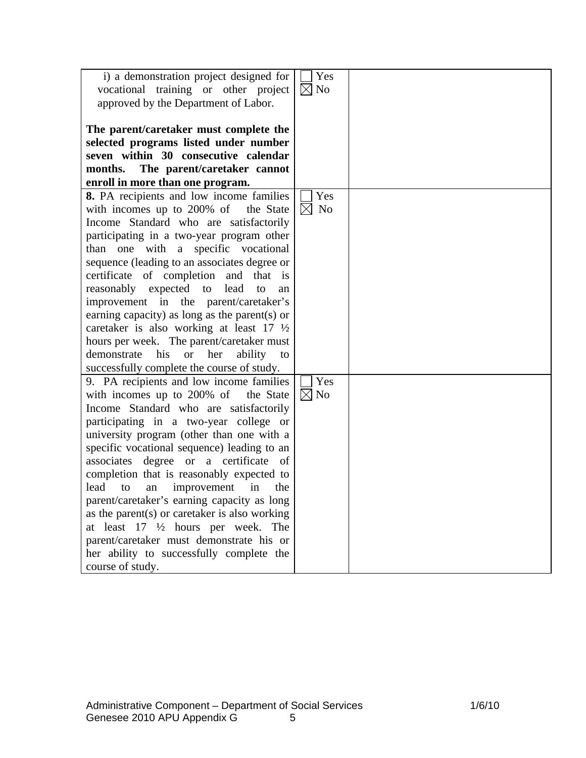| | | |
|---|---|---|
| i) a demonstration project designed for vocational training or other project approved by the Department of Labor.<br><br>**The parent/caretaker must complete the selected programs listed under number seven within 30 consecutive calendar months. The parent/caretaker cannot enroll in more than one program.** | ☐ Yes<br>☒ No | |
| **8.** PA recipients and low income families with incomes up to 200% of the State Income Standard who are satisfactorily participating in a two-year program other than one with a specific vocational sequence (leading to an associates degree or certificate of completion and that is reasonably expected to lead to an improvement in the parent/caretaker's earning capacity) as long as the parent(s) or caretaker is also working at least 17 ½ hours per week. The parent/caretaker must demonstrate his or her ability to successfully complete the course of study. | ☐ Yes<br>☒ No | |
| 9. PA recipients and low income families with incomes up to 200% of the State Income Standard who are satisfactorily participating in a two-year college or university program (other than one with a specific vocational sequence) leading to an associates degree or a certificate of completion that is reasonably expected to lead to an improvement in the parent/caretaker's earning capacity as long as the parent(s) or caretaker is also working at least 17 ½ hours per week. The parent/caretaker must demonstrate his or her ability to successfully complete the course of study. | ☐ Yes<br>☒ No | |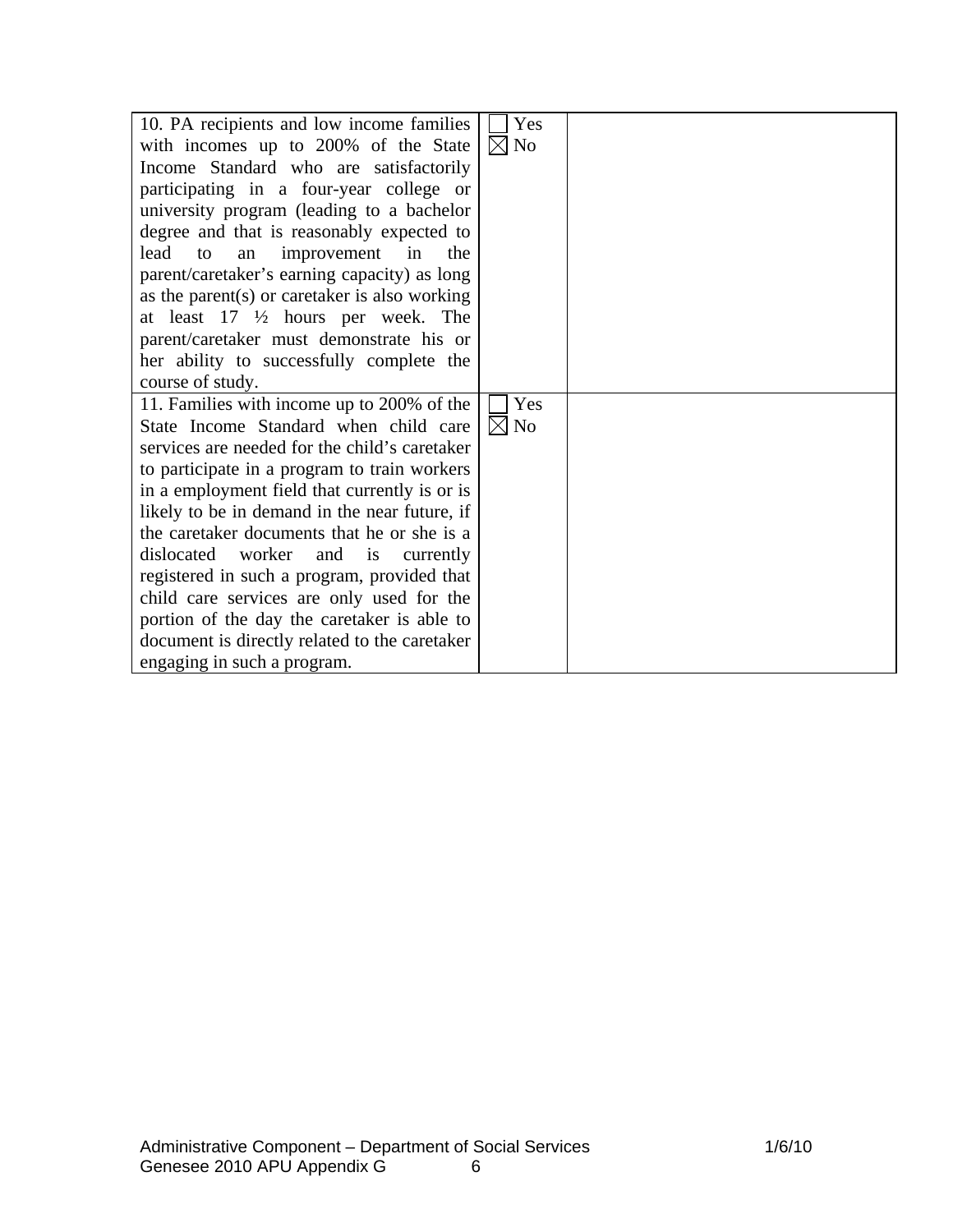| | | |
|---|---|---|
| 10. PA recipients and low income families with incomes up to 200% of the State Income Standard who are satisfactorily participating in a four-year college or university program (leading to a bachelor degree and that is reasonably expected to lead to an improvement in the parent/caretaker's earning capacity) as long as the parent(s) or caretaker is also working at least 17 ½ hours per week. The parent/caretaker must demonstrate his or her ability to successfully complete the course of study. | ☐ Yes<br>☒ No | |
| 11. Families with income up to 200% of the State Income Standard when child care services are needed for the child's caretaker to participate in a program to train workers in a employment field that currently is or is likely to be in demand in the near future, if the caretaker documents that he or she is a dislocated worker and is currently registered in such a program, provided that child care services are only used for the portion of the day the caretaker is able to document is directly related to the caretaker engaging in such a program. | ☐ Yes<br>☒ No | |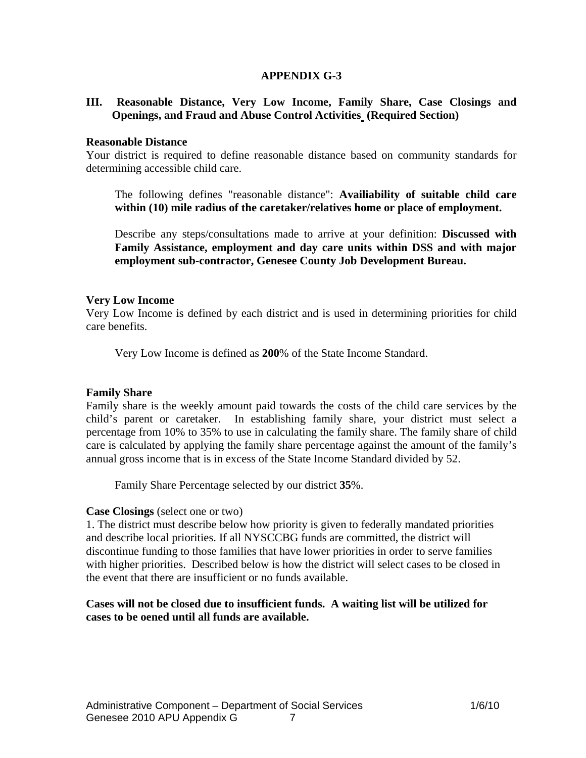**APPENDIX G-3**

**III. Reasonable Distance, Very Low Income, Family Share, Case Closings and Openings, and Fraud and Abuse Control Activities (Required Section)**

**Reasonable Distance**
Your district is required to define reasonable distance based on community standards for determining accessible child care.

The following defines "reasonable distance": **Availiability of suitable child care within (10) mile radius of the caretaker/relatives home or place of employment.**

Describe any steps/consultations made to arrive at your definition: **Discussed with Family Assistance, employment and day care units within DSS and with major employment sub-contractor, Genesee County Job Development Bureau.**

**Very Low Income**
Very Low Income is defined by each district and is used in determining priorities for child care benefits.

Very Low Income is defined as **200**% of the State Income Standard.

**Family Share**
Family share is the weekly amount paid towards the costs of the child care services by the child's parent or caretaker. In establishing family share, your district must select a percentage from 10% to 35% to use in calculating the family share. The family share of child care is calculated by applying the family share percentage against the amount of the family's annual gross income that is in excess of the State Income Standard divided by 52.

Family Share Percentage selected by our district **35**%.

**Case Closings** (select one or two)
1. The district must describe below how priority is given to federally mandated priorities and describe local priorities. If all NYSCCBG funds are committed, the district will discontinue funding to those families that have lower priorities in order to serve families with higher priorities. Described below is how the district will select cases to be closed in the event that there are insufficient or no funds available.

**Cases will not be closed due to insufficient funds. A waiting list will be utilized for cases to be oened until all funds are available.**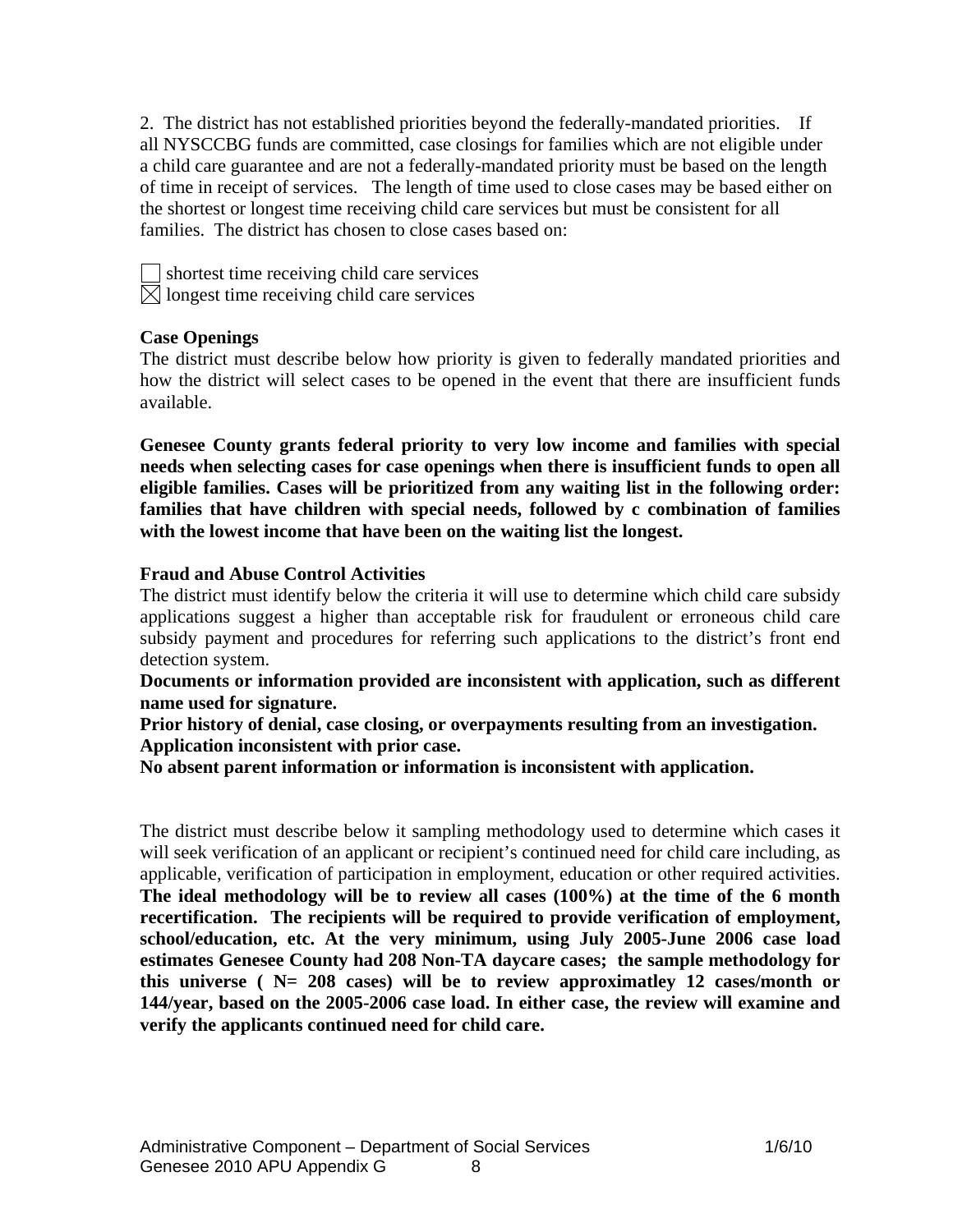2. The district has not established priorities beyond the federally-mandated priorities. If all NYSCCBG funds are committed, case closings for families which are not eligible under a child care guarantee and are not a federally-mandated priority must be based on the length of time in receipt of services. The length of time used to close cases may be based either on the shortest or longest time receiving child care services but must be consistent for all families. The district has chosen to close cases based on:

☐ shortest time receiving child care services
☒ longest time receiving child care services

**Case Openings**

The district must describe below how priority is given to federally mandated priorities and how the district will select cases to be opened in the event that there are insufficient funds available.

**Genesee County grants federal priority to very low income and families with special needs when selecting cases for case openings when there is insufficient funds to open all eligible families. Cases will be prioritized from any waiting list in the following order: families that have children with special needs, followed by c combination of families with the lowest income that have been on the waiting list the longest.**

**Fraud and Abuse Control Activities**

The district must identify below the criteria it will use to determine which child care subsidy applications suggest a higher than acceptable risk for fraudulent or erroneous child care subsidy payment and procedures for referring such applications to the district's front end detection system.

**Documents or information provided are inconsistent with application, such as different name used for signature.**
**Prior history of denial, case closing, or overpayments resulting from an investigation.**
**Application inconsistent with prior case.**
**No absent parent information or information is inconsistent with application.**

The district must describe below it sampling methodology used to determine which cases it will seek verification of an applicant or recipient's continued need for child care including, as applicable, verification of participation in employment, education or other required activities.
**The ideal methodology will be to review all cases (100%) at the time of the 6 month recertification. The recipients will be required to provide verification of employment, school/education, etc. At the very minimum, using July 2005-June 2006 case load estimates Genesee County had 208 Non-TA daycare cases; the sample methodology for this universe ( N= 208 cases) will be to review approximatley 12 cases/month or 144/year, based on the 2005-2006 case load. In either case, the review will examine and verify the applicants continued need for child care.**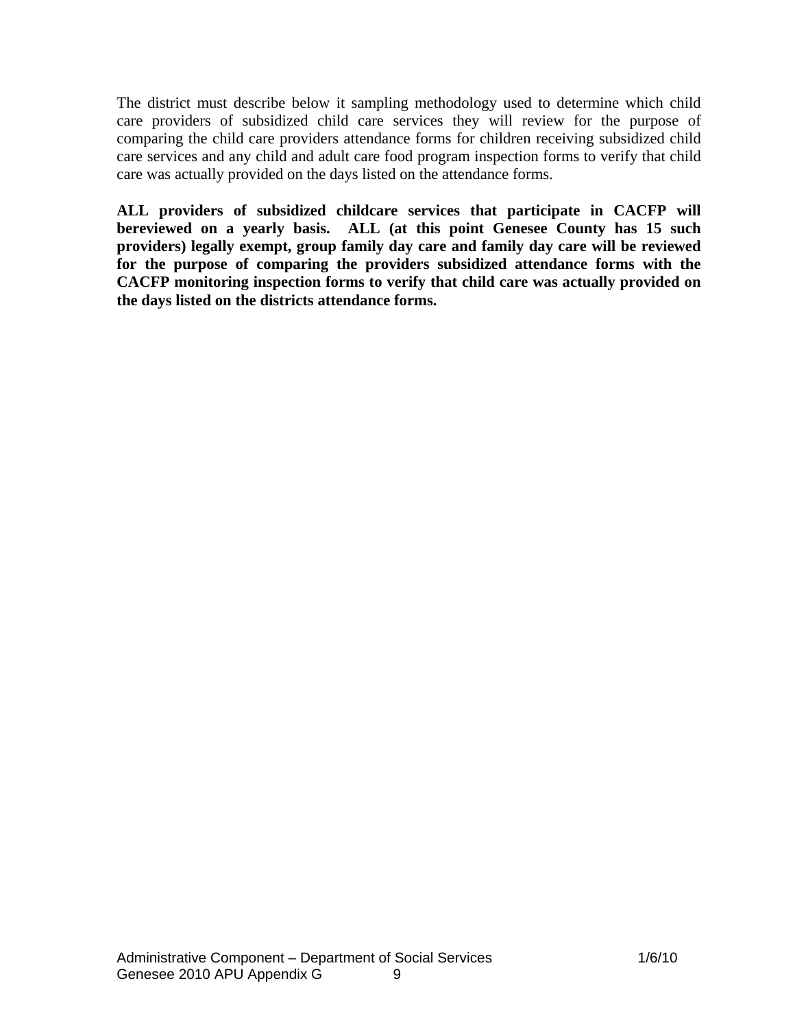The district must describe below it sampling methodology used to determine which child care providers of subsidized child care services they will review for the purpose of comparing the child care providers attendance forms for children receiving subsidized child care services and any child and adult care food program inspection forms to verify that child care was actually provided on the days listed on the attendance forms.

**ALL providers of subsidized childcare services that participate in CACFP will bereviewed on a yearly basis. ALL (at this point Genesee County has 15 such providers) legally exempt, group family day care and family day care will be reviewed for the purpose of comparing the providers subsidized attendance forms with the CACFP monitoring inspection forms to verify that child care was actually provided on the days listed on the districts attendance forms.**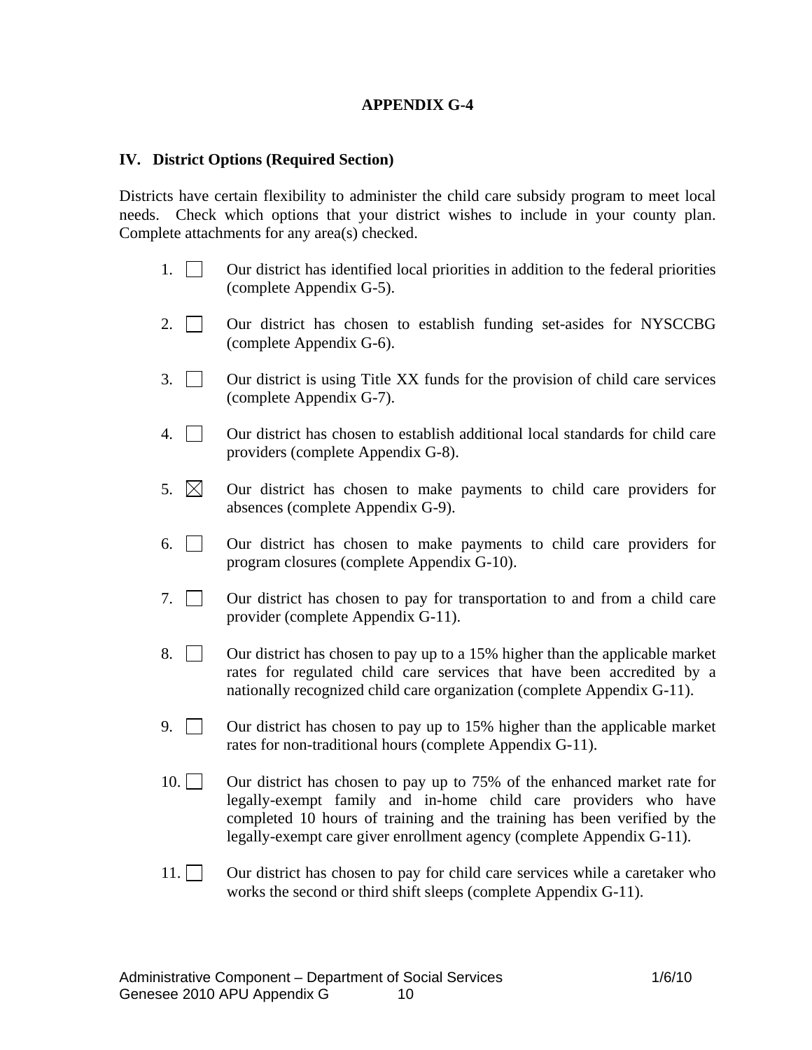## APPENDIX G-4

### IV. District Options (Required Section)

Districts have certain flexibility to administer the child care subsidy program to meet local needs. Check which options that your district wishes to include in your county plan. Complete attachments for any area(s) checked.

1. ☐ Our district has identified local priorities in addition to the federal priorities (complete Appendix G-5).

2. ☐ Our district has chosen to establish funding set-asides for NYSCCBG (complete Appendix G-6).

3. ☐ Our district is using Title XX funds for the provision of child care services (complete Appendix G-7).

4. ☐ Our district has chosen to establish additional local standards for child care providers (complete Appendix G-8).

5. ☒ Our district has chosen to make payments to child care providers for absences (complete Appendix G-9).

6. ☐ Our district has chosen to make payments to child care providers for program closures (complete Appendix G-10).

7. ☐ Our district has chosen to pay for transportation to and from a child care provider (complete Appendix G-11).

8. ☐ Our district has chosen to pay up to a 15% higher than the applicable market rates for regulated child care services that have been accredited by a nationally recognized child care organization (complete Appendix G-11).

9. ☐ Our district has chosen to pay up to 15% higher than the applicable market rates for non-traditional hours (complete Appendix G-11).

10. ☐ Our district has chosen to pay up to 75% of the enhanced market rate for legally-exempt family and in-home child care providers who have completed 10 hours of training and the training has been verified by the legally-exempt care giver enrollment agency (complete Appendix G-11).

11. ☐ Our district has chosen to pay for child care services while a caretaker who works the second or third shift sleeps (complete Appendix G-11).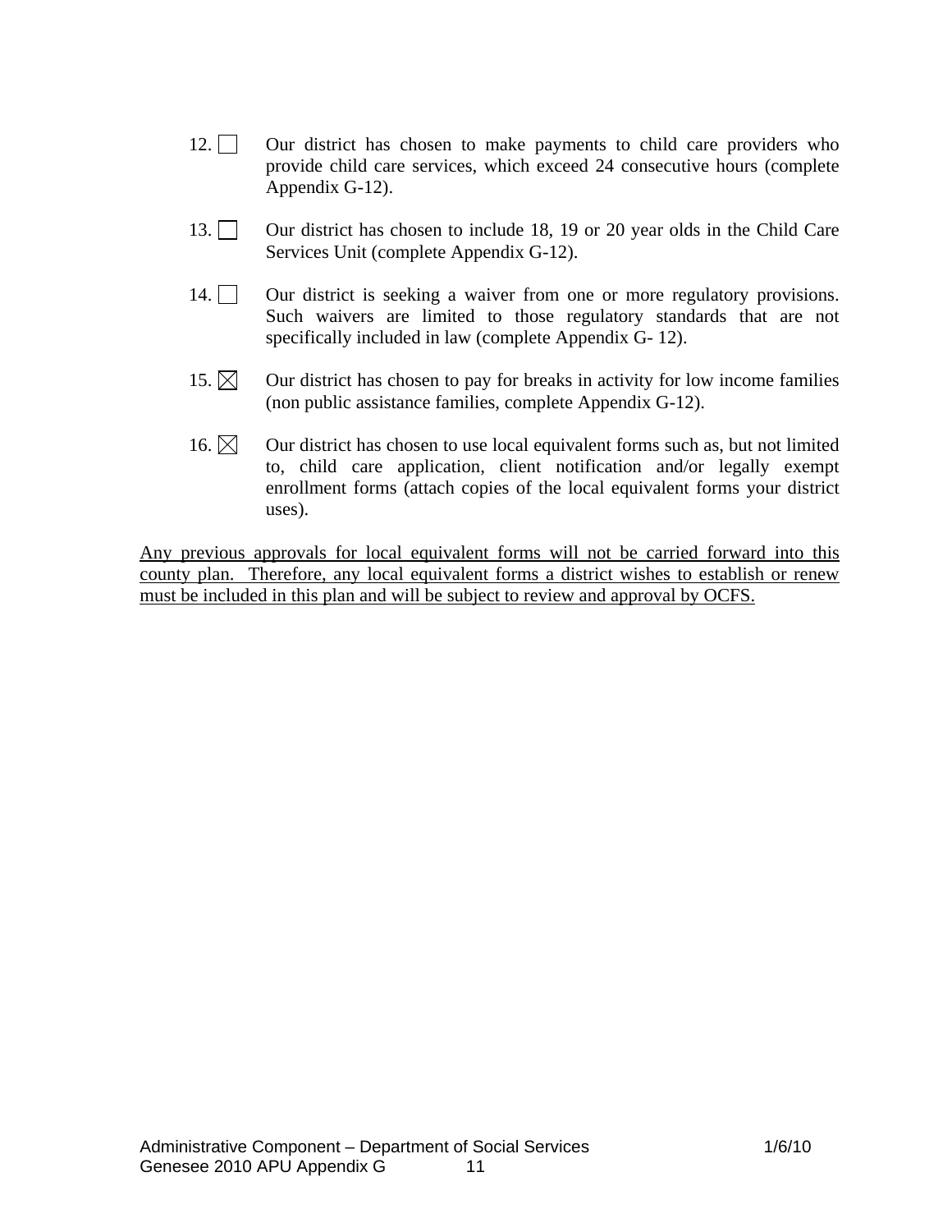12. ☐ Our district has chosen to make payments to child care providers who provide child care services, which exceed 24 consecutive hours (complete Appendix G-12).

13. ☐ Our district has chosen to include 18, 19 or 20 year olds in the Child Care Services Unit (complete Appendix G-12).

14. ☐ Our district is seeking a waiver from one or more regulatory provisions. Such waivers are limited to those regulatory standards that are not specifically included in law (complete Appendix G- 12).

15. ☒ Our district has chosen to pay for breaks in activity for low income families (non public assistance families, complete Appendix G-12).

16. ☒ Our district has chosen to use local equivalent forms such as, but not limited to, child care application, client notification and/or legally exempt enrollment forms (attach copies of the local equivalent forms your district uses).

<u>Any previous approvals for local equivalent forms will not be carried forward into this county plan. Therefore, any local equivalent forms a district wishes to establish or renew must be included in this plan and will be subject to review and approval by OCFS.</u>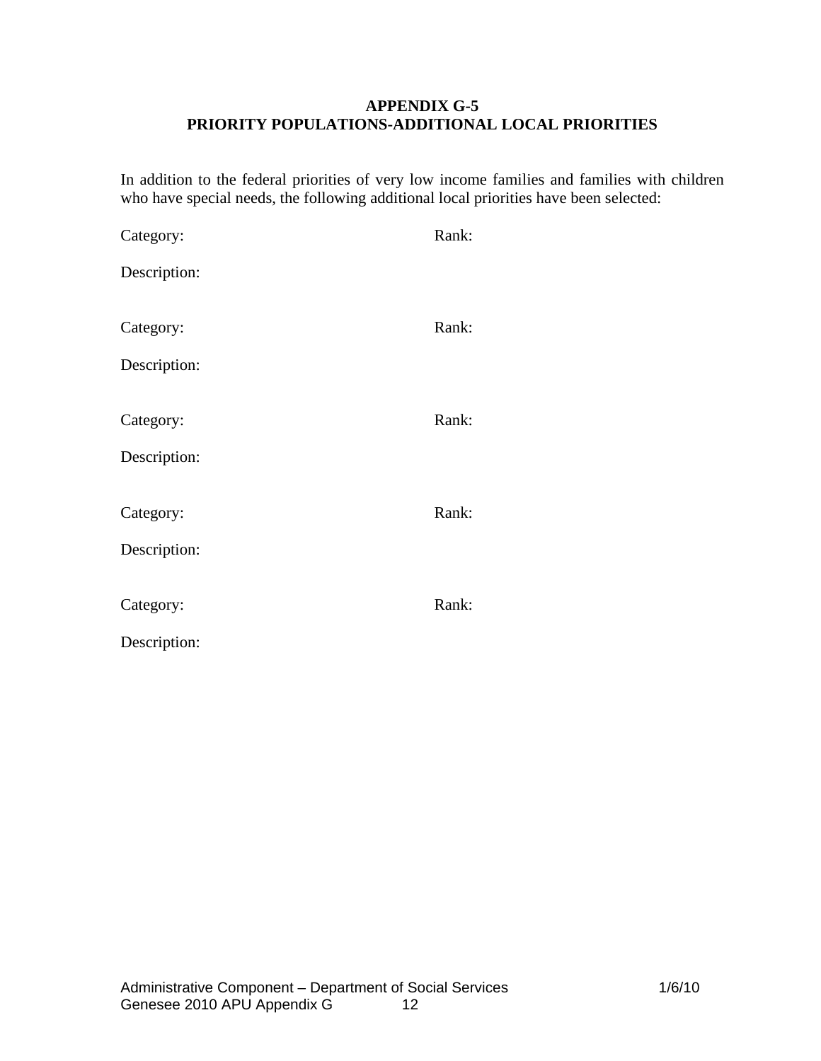**APPENDIX G-5**
**PRIORITY POPULATIONS-ADDITIONAL LOCAL PRIORITIES**

In addition to the federal priorities of very low income families and families with children who have special needs, the following additional local priorities have been selected:

Category: Rank:

Description:

Category: Rank:

Description:

Category: Rank:

Description:

Category: Rank:

Description:

Category: Rank:

Description: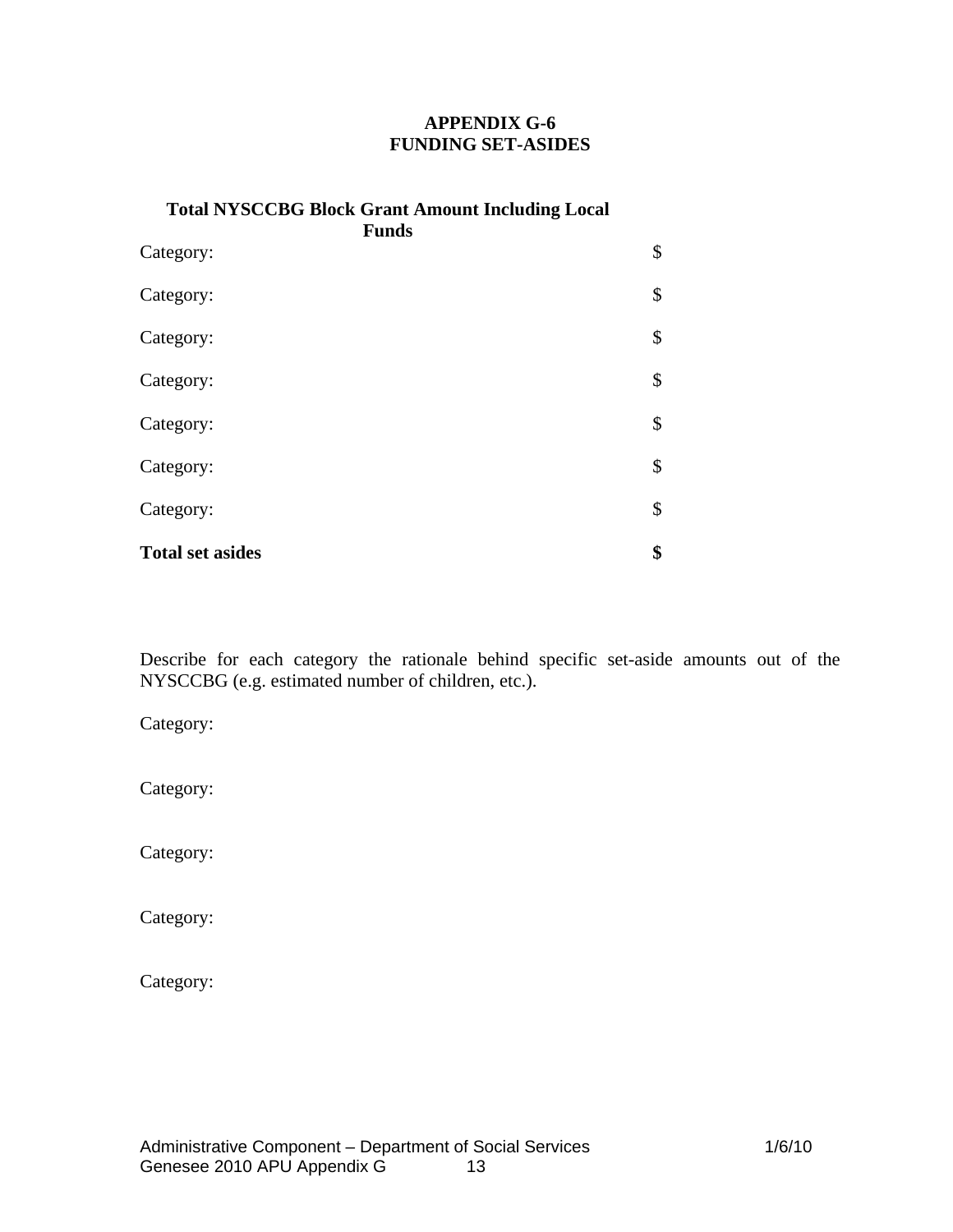# APPENDIX G-6
## FUNDING SET-ASIDES

| **Total NYSCCBG Block Grant Amount Including Local Funds** | |
|---|---|
| Category: | $ |
| Category: | $ |
| Category: | $ |
| Category: | $ |
| Category: | $ |
| Category: | $ |
| Category: | $ |
| **Total set asides** | **$** |

Describe for each category the rationale behind specific set-aside amounts out of the NYSCCBG (e.g. estimated number of children, etc.).

Category:

Category:

Category:

Category:

Category: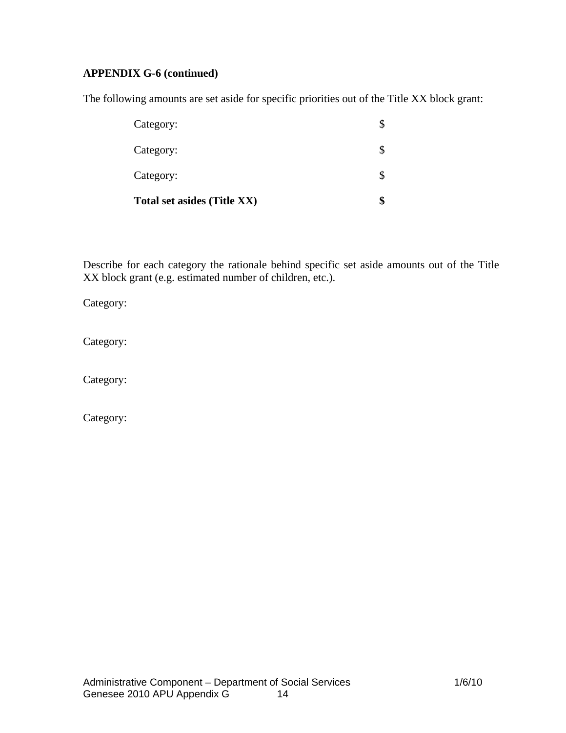**APPENDIX G-6 (continued)**

The following amounts are set aside for specific priorities out of the Title XX block grant:

| | |
|---|---|
| Category: | $ |
| Category: | $ |
| Category: | $ |
| **Total set asides (Title XX)** | **$** |

Describe for each category the rationale behind specific set aside amounts out of the Title XX block grant (e.g. estimated number of children, etc.).

Category:

Category:

Category:

Category: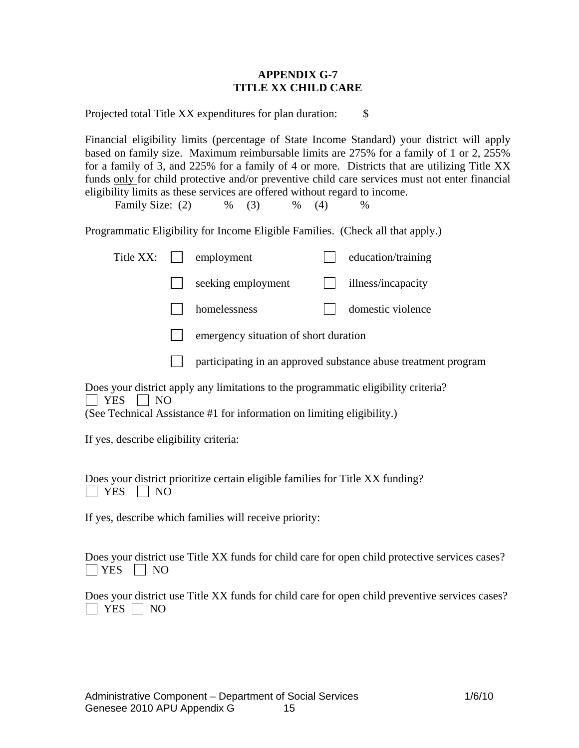**APPENDIX G-7**
**TITLE XX CHILD CARE**

Projected total Title XX expenditures for plan duration: $

Financial eligibility limits (percentage of State Income Standard) your district will apply based on family size. Maximum reimbursable limits are 275% for a family of 1 or 2, 255% for a family of 3, and 225% for a family of 4 or more. Districts that are utilizing Title XX funds only for child protective and/or preventive child care services must not enter financial eligibility limits as these services are offered without regard to income.

Family Size: (2) % (3) % (4) %

Programmatic Eligibility for Income Eligible Families. (Check all that apply.)

Title XX:

- ☐ employment
- ☐ education/training
- ☐ seeking employment
- ☐ illness/incapacity
- ☐ homelessness
- ☐ domestic violence
- ☐ emergency situation of short duration
- ☐ participating in an approved substance abuse treatment program

Does your district apply any limitations to the programmatic eligibility criteria?
☐ YES ☐ NO
(See Technical Assistance #1 for information on limiting eligibility.)

If yes, describe eligibility criteria:

Does your district prioritize certain eligible families for Title XX funding?
☐ YES ☐ NO

If yes, describe which families will receive priority:

Does your district use Title XX funds for child care for open child protective services cases?
☐ YES ☐ NO

Does your district use Title XX funds for child care for open child preventive services cases?
☐ YES ☐ NO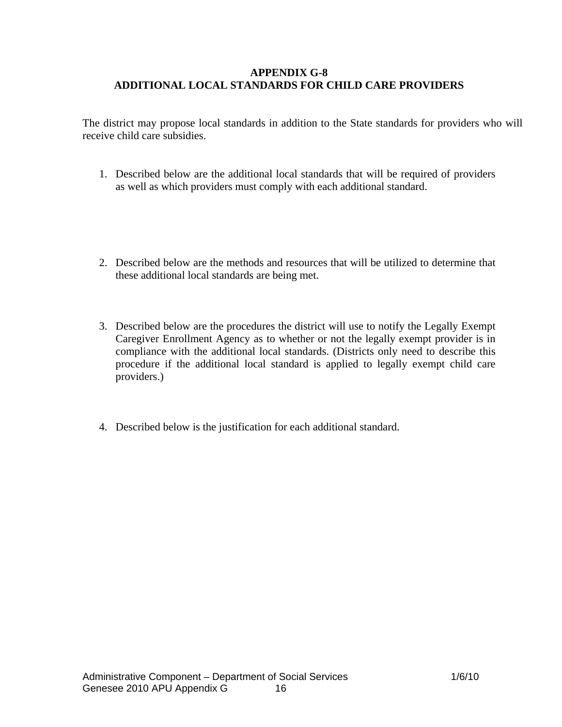# APPENDIX G-8
## ADDITIONAL LOCAL STANDARDS FOR CHILD CARE PROVIDERS

The district may propose local standards in addition to the State standards for providers who will receive child care subsidies.

1. Described below are the additional local standards that will be required of providers as well as which providers must comply with each additional standard.

2. Described below are the methods and resources that will be utilized to determine that these additional local standards are being met.

3. Described below are the procedures the district will use to notify the Legally Exempt Caregiver Enrollment Agency as to whether or not the legally exempt provider is in compliance with the additional local standards. (Districts only need to describe this procedure if the additional local standard is applied to legally exempt child care providers.)

4. Described below is the justification for each additional standard.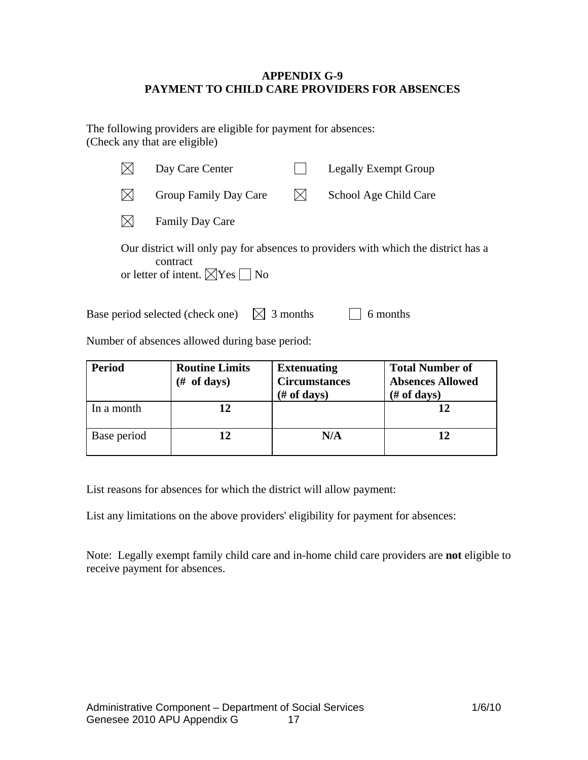**APPENDIX G-9**
**PAYMENT TO CHILD CARE PROVIDERS FOR ABSENCES**

The following providers are eligible for payment for absences:
(Check any that are eligible)

☒ Day Care Center ☐ Legally Exempt Group

☒ Group Family Day Care ☒ School Age Child Care

☒ Family Day Care

Our district will only pay for absences to providers with which the district has a contract or letter of intent. ☒Yes ☐ No

Base period selected (check one) ☒ 3 months ☐ 6 months

Number of absences allowed during base period:

| Period | Routine Limits (# of days) | Extenuating Circumstances (# of days) | Total Number of Absences Allowed (# of days) |
|---|---|---|---|
| In a month | 12 | | 12 |
| Base period | 12 | N/A | 12 |

List reasons for absences for which the district will allow payment:

List any limitations on the above providers' eligibility for payment for absences:

Note: Legally exempt family child care and in-home child care providers are **not** eligible to receive payment for absences.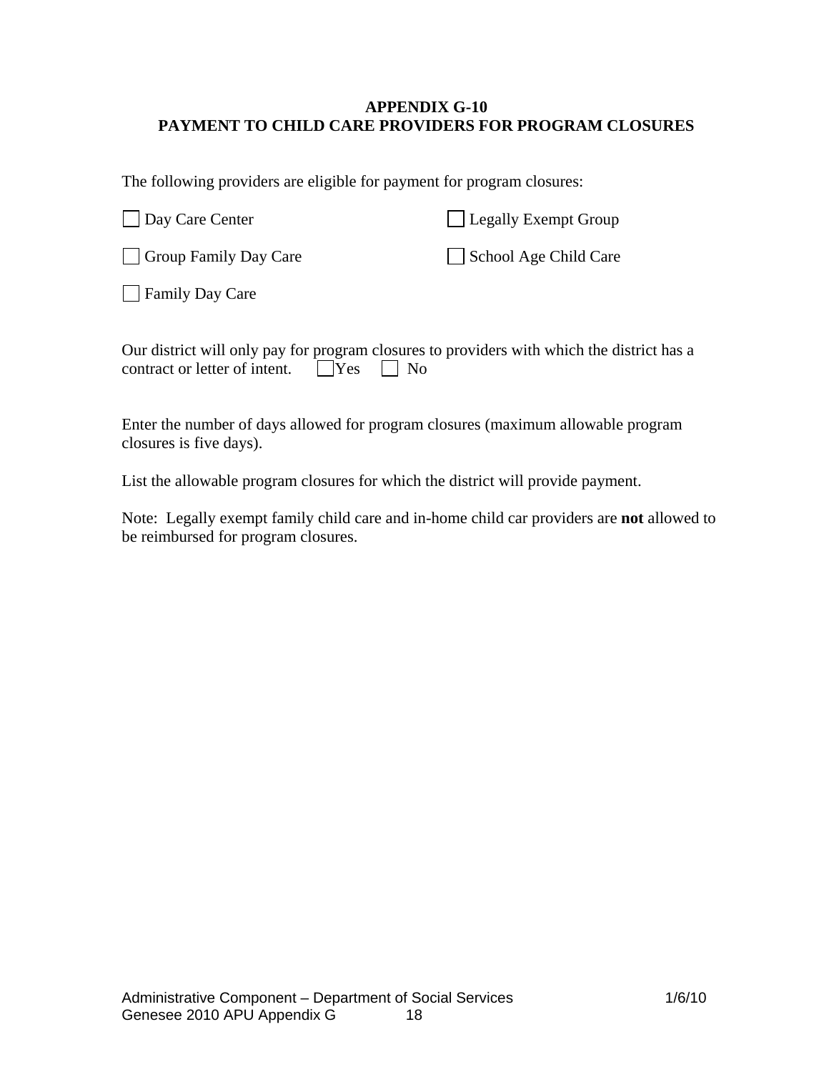**APPENDIX G-10**
**PAYMENT TO CHILD CARE PROVIDERS FOR PROGRAM CLOSURES**

The following providers are eligible for payment for program closures:

- [ ] Day Care Center
- [ ] Legally Exempt Group
- [ ] Group Family Day Care
- [ ] School Age Child Care
- [ ] Family Day Care

Our district will only pay for program closures to providers with which the district has a contract or letter of intent. [ ] Yes [ ] No

Enter the number of days allowed for program closures (maximum allowable program closures is five days).

List the allowable program closures for which the district will provide payment.

Note: Legally exempt family child care and in-home child car providers are **not** allowed to be reimbursed for program closures.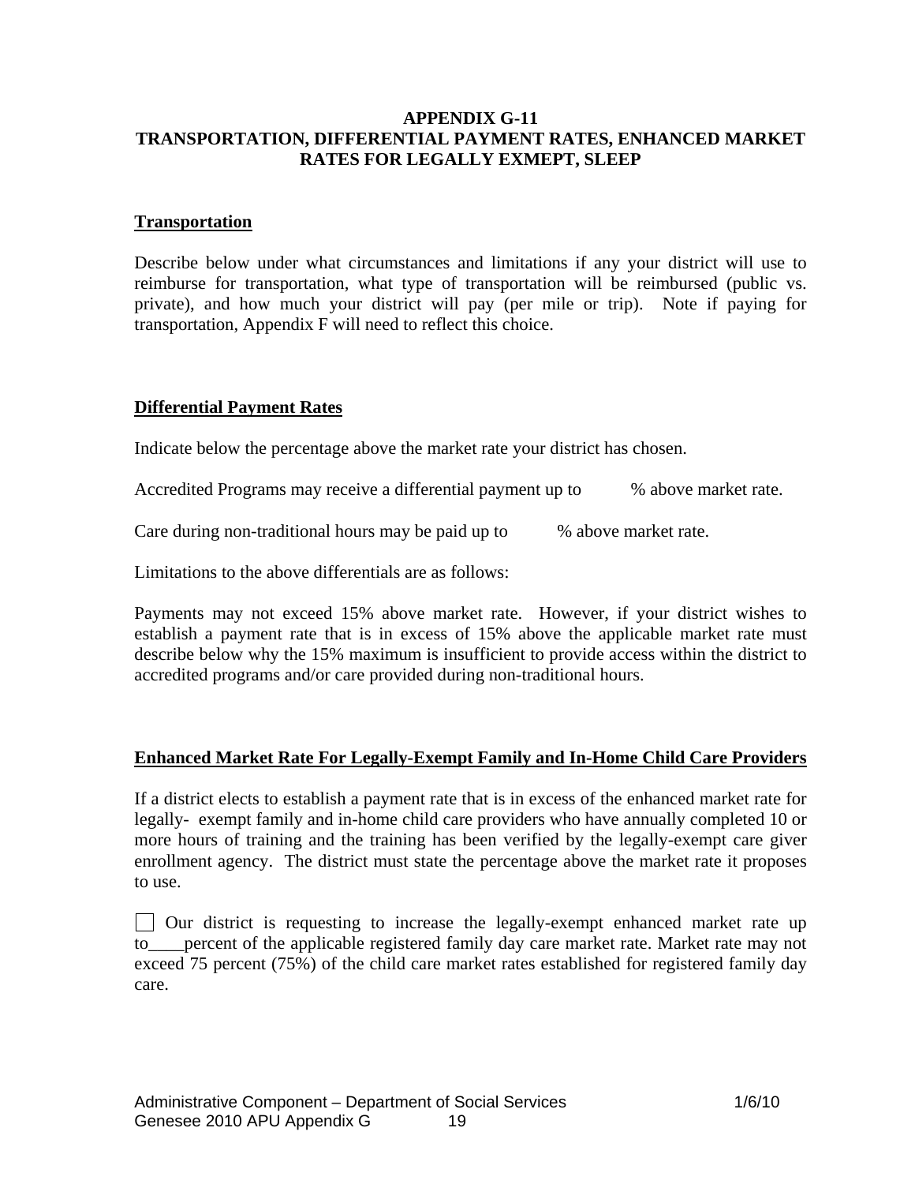**APPENDIX G-11**
**TRANSPORTATION, DIFFERENTIAL PAYMENT RATES, ENHANCED MARKET RATES FOR LEGALLY EXMEPT, SLEEP**

**Transportation**

Describe below under what circumstances and limitations if any your district will use to reimburse for transportation, what type of transportation will be reimbursed (public vs. private), and how much your district will pay (per mile or trip). Note if paying for transportation, Appendix F will need to reflect this choice.

**Differential Payment Rates**

Indicate below the percentage above the market rate your district has chosen.

Accredited Programs may receive a differential payment up to % above market rate.

Care during non-traditional hours may be paid up to % above market rate.

Limitations to the above differentials are as follows:

Payments may not exceed 15% above market rate. However, if your district wishes to establish a payment rate that is in excess of 15% above the applicable market rate must describe below why the 15% maximum is insufficient to provide access within the district to accredited programs and/or care provided during non-traditional hours.

**Enhanced Market Rate For Legally-Exempt Family and In-Home Child Care Providers**

If a district elects to establish a payment rate that is in excess of the enhanced market rate for legally- exempt family and in-home child care providers who have annually completed 10 or more hours of training and the training has been verified by the legally-exempt care giver enrollment agency. The district must state the percentage above the market rate it proposes to use.

☐ Our district is requesting to increase the legally-exempt enhanced market rate up to____percent of the applicable registered family day care market rate. Market rate may not exceed 75 percent (75%) of the child care market rates established for registered family day care.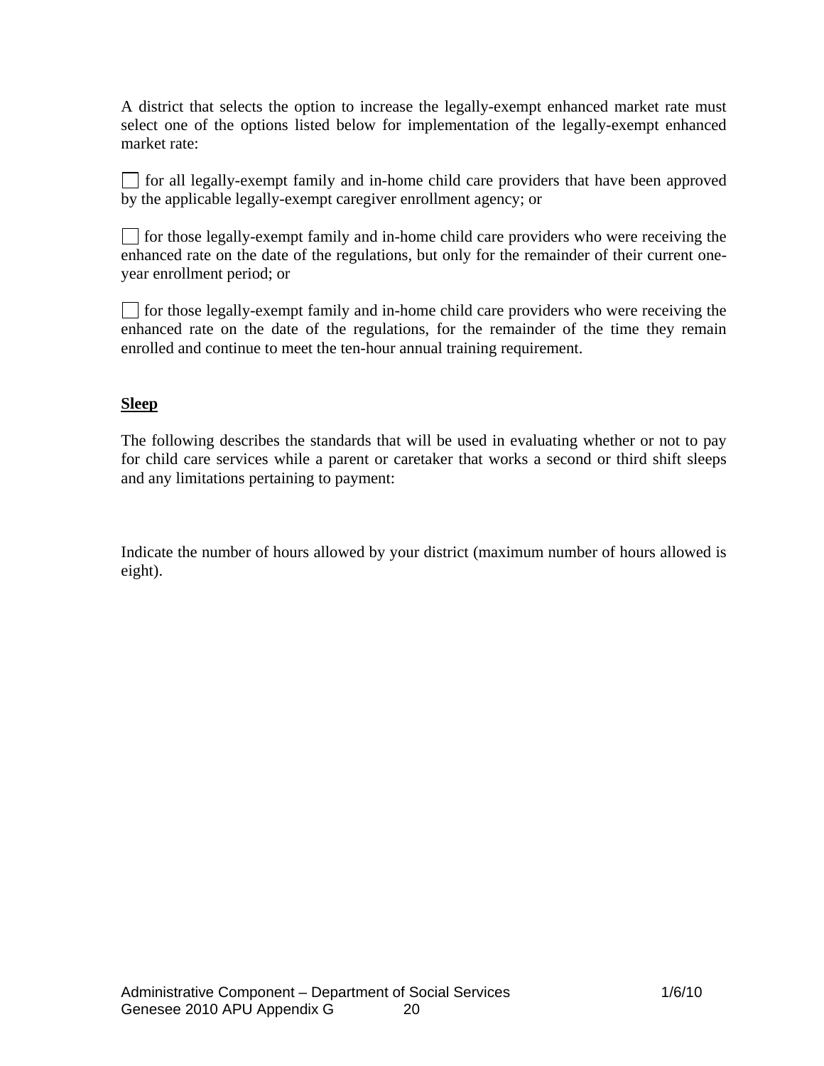A district that selects the option to increase the legally-exempt enhanced market rate must select one of the options listed below for implementation of the legally-exempt enhanced market rate:

☐ for all legally-exempt family and in-home child care providers that have been approved by the applicable legally-exempt caregiver enrollment agency; or

☐ for those legally-exempt family and in-home child care providers who were receiving the enhanced rate on the date of the regulations, but only for the remainder of their current one-year enrollment period; or

☐ for those legally-exempt family and in-home child care providers who were receiving the enhanced rate on the date of the regulations, for the remainder of the time they remain enrolled and continue to meet the ten-hour annual training requirement.

**Sleep**

The following describes the standards that will be used in evaluating whether or not to pay for child care services while a parent or caretaker that works a second or third shift sleeps and any limitations pertaining to payment:

Indicate the number of hours allowed by your district (maximum number of hours allowed is eight).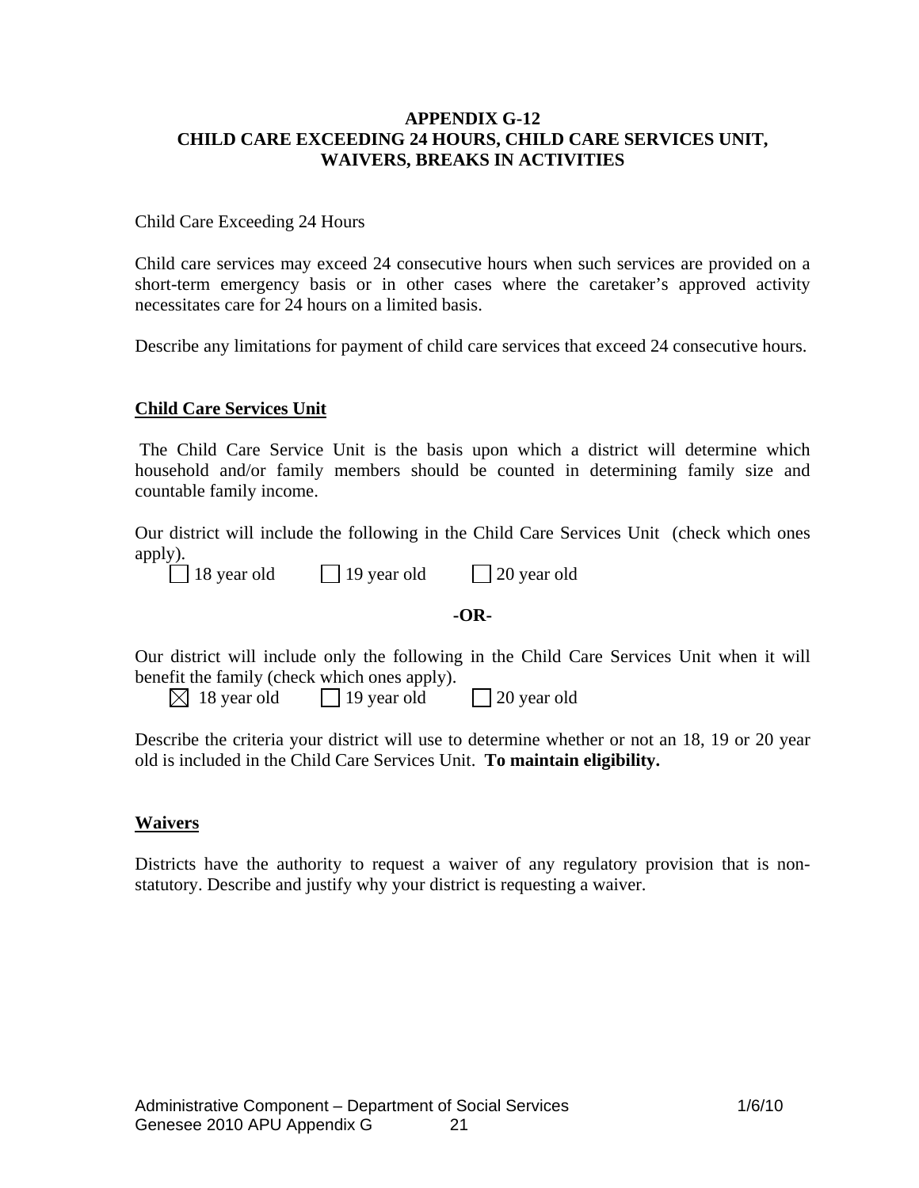**APPENDIX G-12**
**CHILD CARE EXCEEDING 24 HOURS, CHILD CARE SERVICES UNIT, WAIVERS, BREAKS IN ACTIVITIES**

Child Care Exceeding 24 Hours

Child care services may exceed 24 consecutive hours when such services are provided on a short-term emergency basis or in other cases where the caretaker's approved activity necessitates care for 24 hours on a limited basis.

Describe any limitations for payment of child care services that exceed 24 consecutive hours.

**Child Care Services Unit**

The Child Care Service Unit is the basis upon which a district will determine which household and/or family members should be counted in determining family size and countable family income.

Our district will include the following in the Child Care Services Unit (check which ones apply).

☐ 18 year old ☐ 19 year old ☐ 20 year old

**-OR-**

Our district will include only the following in the Child Care Services Unit when it will benefit the family (check which ones apply).

☒ 18 year old ☐ 19 year old ☐ 20 year old

Describe the criteria your district will use to determine whether or not an 18, 19 or 20 year old is included in the Child Care Services Unit. **To maintain eligibility.**

**Waivers**

Districts have the authority to request a waiver of any regulatory provision that is non-statutory. Describe and justify why your district is requesting a waiver.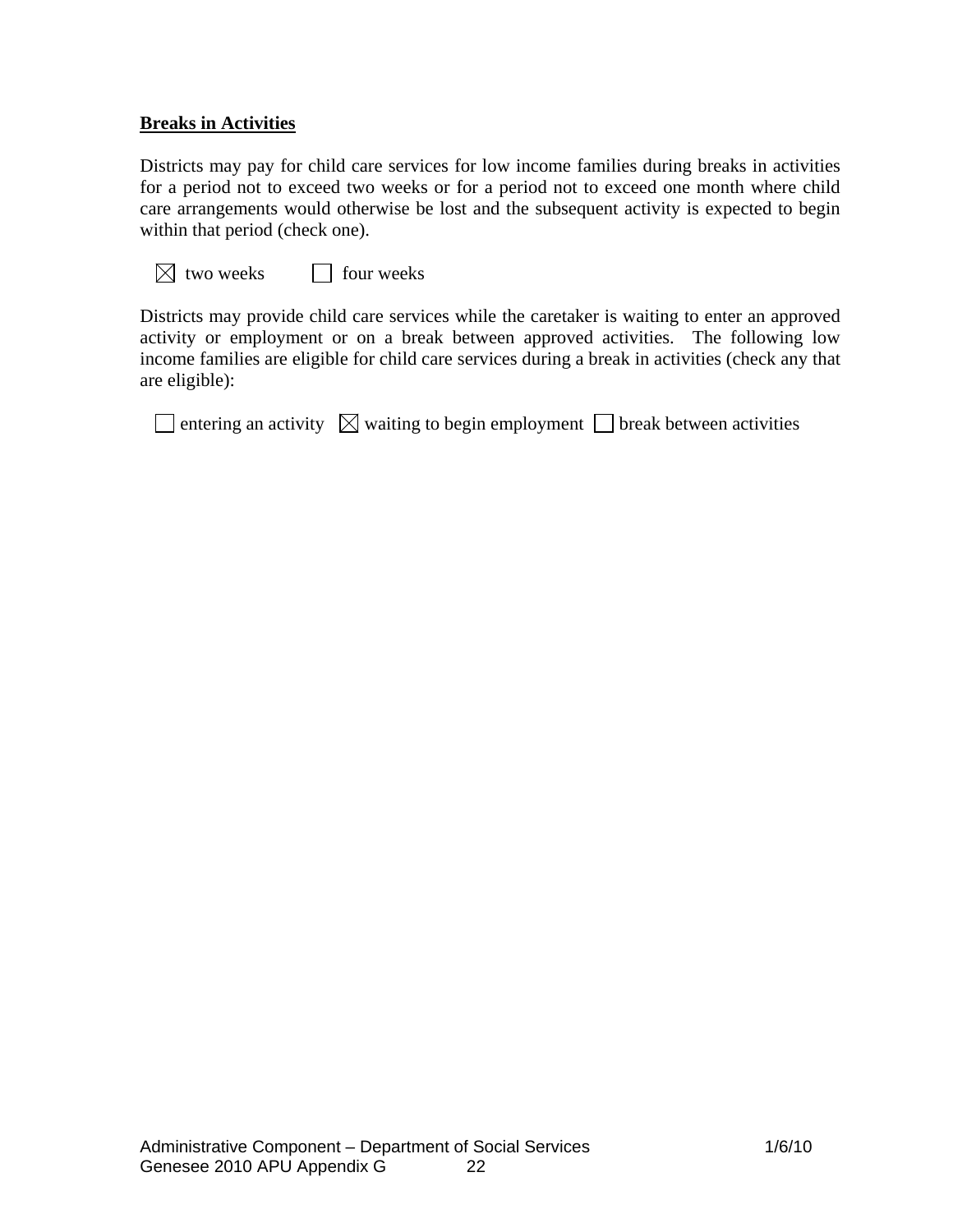**Breaks in Activities**

Districts may pay for child care services for low income families during breaks in activities for a period not to exceed two weeks or for a period not to exceed one month where child care arrangements would otherwise be lost and the subsequent activity is expected to begin within that period (check one).

☒ two weeks ☐ four weeks

Districts may provide child care services while the caretaker is waiting to enter an approved activity or employment or on a break between approved activities. The following low income families are eligible for child care services during a break in activities (check any that are eligible):

☐ entering an activity ☒ waiting to begin employment ☐ break between activities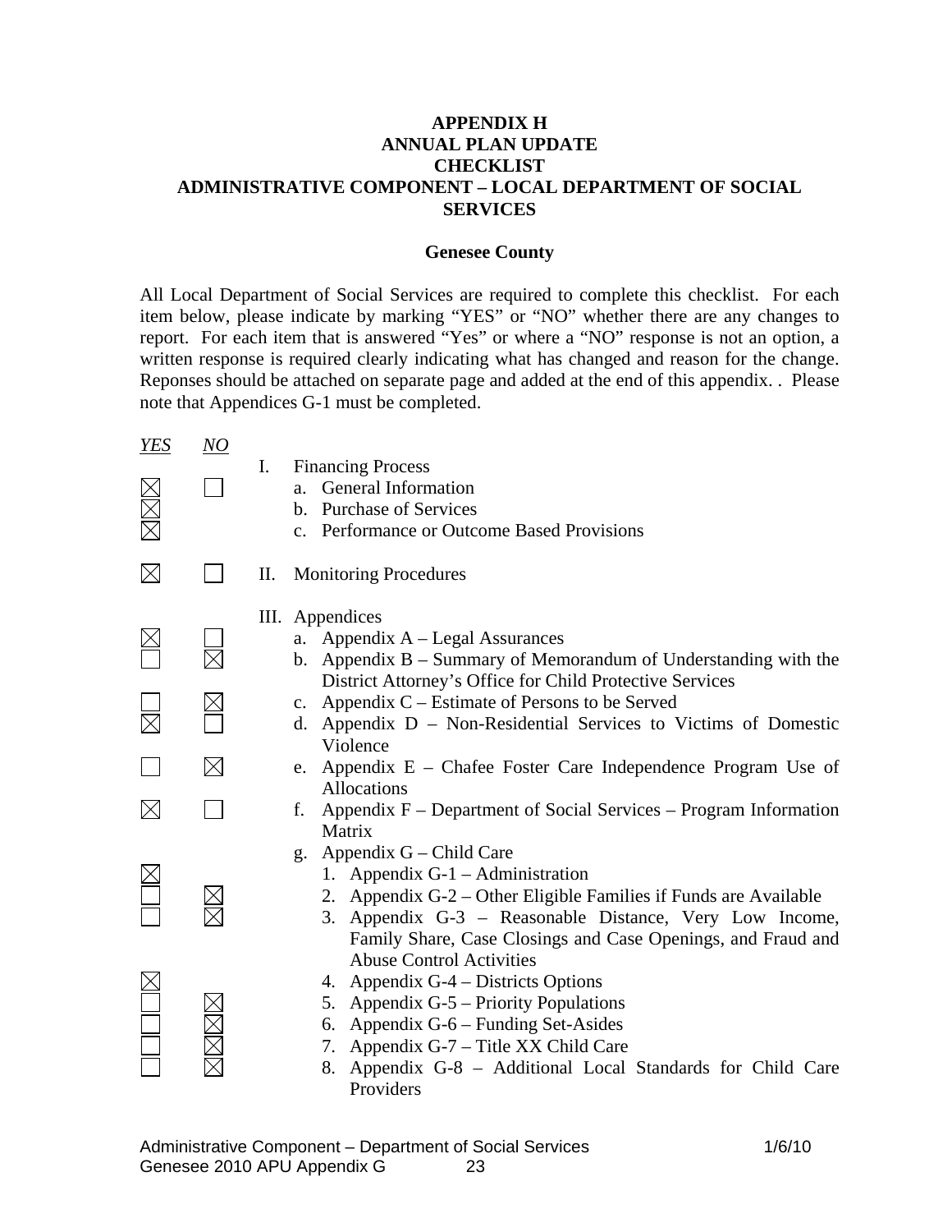**APPENDIX H**
**ANNUAL PLAN UPDATE**
**CHECKLIST**
**ADMINISTRATIVE COMPONENT – LOCAL DEPARTMENT OF SOCIAL SERVICES**

**Genesee County**

All Local Department of Social Services are required to complete this checklist. For each item below, please indicate by marking "YES" or "NO" whether there are any changes to report. For each item that is answered "Yes" or where a "NO" response is not an option, a written response is required clearly indicating what has changed and reason for the change. Reponses should be attached on separate page and added at the end of this appendix. . Please note that Appendices G-1 must be completed.

| *YES* | *NO* | Item |
|---|---|---|
| | | I. Financing Process |
| ☒ | ☐ | a. General Information |
| ☒ | | b. Purchase of Services |
| ☒ | | c. Performance or Outcome Based Provisions |
| ☒ | ☐ | II. Monitoring Procedures |
| | | III. Appendices |
| ☒ | ☐ | a. Appendix A – Legal Assurances |
| ☐ | ☒ | b. Appendix B – Summary of Memorandum of Understanding with the District Attorney's Office for Child Protective Services |
| ☐ | ☒ | c. Appendix C – Estimate of Persons to be Served |
| ☒ | ☐ | d. Appendix D – Non-Residential Services to Victims of Domestic Violence |
| ☐ | ☒ | e. Appendix E – Chafee Foster Care Independence Program Use of Allocations |
| ☒ | ☐ | f. Appendix F – Department of Social Services – Program Information Matrix |
| | | g. Appendix G – Child Care |
| ☒ | | 1. Appendix G-1 – Administration |
| ☐ | ☒ | 2. Appendix G-2 – Other Eligible Families if Funds are Available |
| ☐ | ☒ | 3. Appendix G-3 – Reasonable Distance, Very Low Income, Family Share, Case Closings and Case Openings, and Fraud and Abuse Control Activities |
| ☒ | | 4. Appendix G-4 – Districts Options |
| ☐ | ☒ | 5. Appendix G-5 – Priority Populations |
| ☐ | ☒ | 6. Appendix G-6 – Funding Set-Asides |
| ☐ | ☒ | 7. Appendix G-7 – Title XX Child Care |
| ☐ | ☒ | 8. Appendix G-8 – Additional Local Standards for Child Care Providers |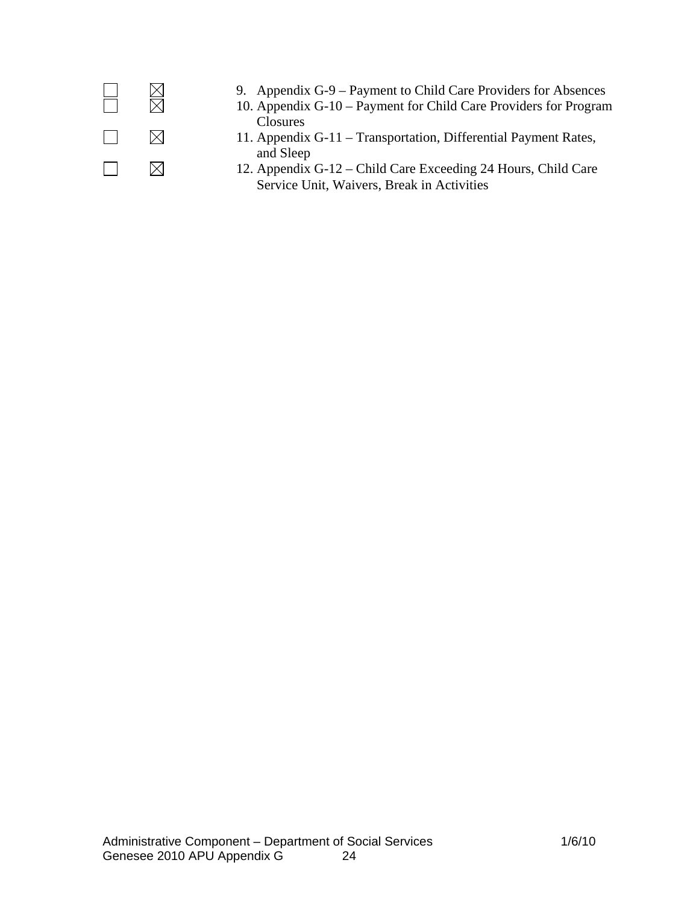| | | |
|---|---|---|
| ☐ | ☒ | 9. Appendix G-9 – Payment to Child Care Providers for Absences |
| ☐ | ☒ | 10. Appendix G-10 – Payment for Child Care Providers for Program Closures |
| ☐ | ☒ | 11. Appendix G-11 – Transportation, Differential Payment Rates, and Sleep |
| ☐ | ☒ | 12. Appendix G-12 – Child Care Exceeding 24 Hours, Child Care Service Unit, Waivers, Break in Activities |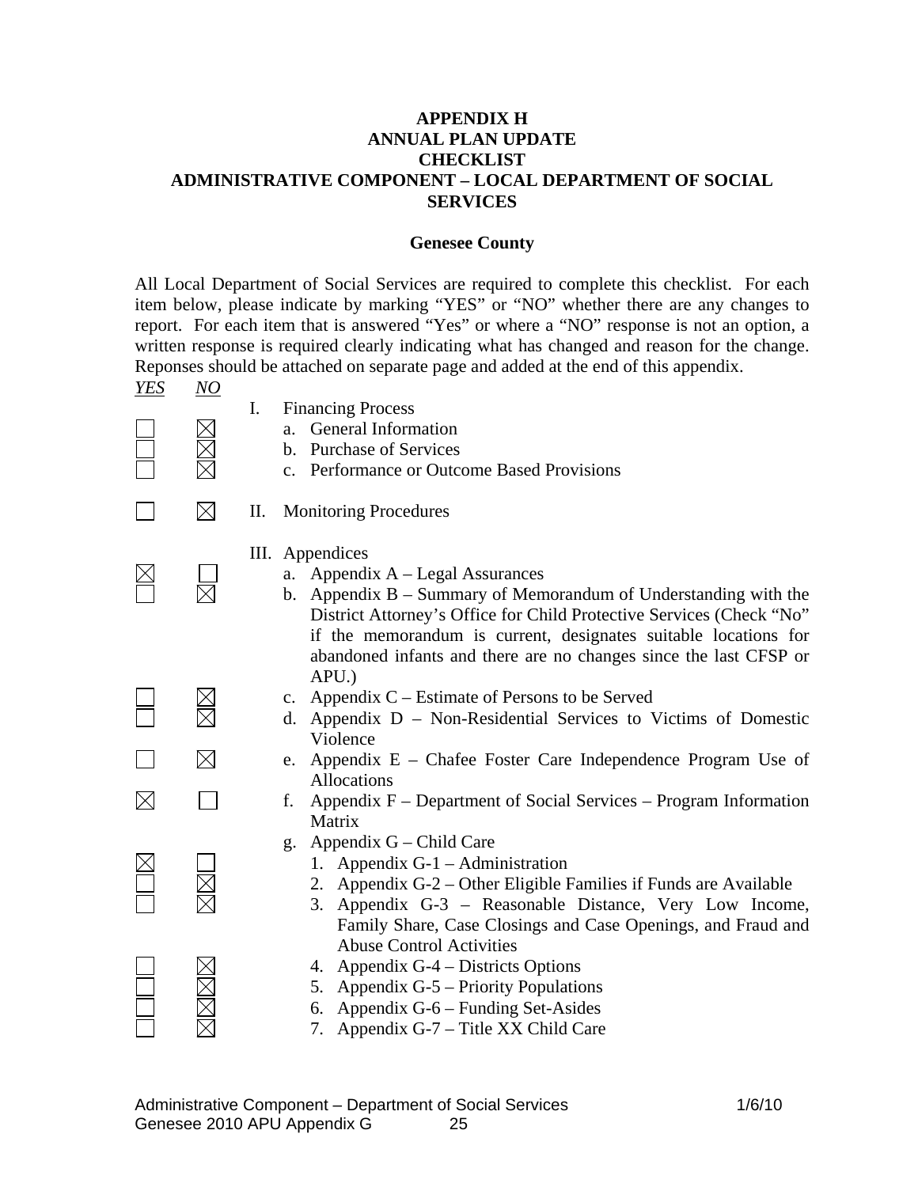# APPENDIX H
# ANNUAL PLAN UPDATE
# CHECKLIST
# ADMINISTRATIVE COMPONENT – LOCAL DEPARTMENT OF SOCIAL SERVICES

**Genesee County**

All Local Department of Social Services are required to complete this checklist. For each item below, please indicate by marking "YES" or "NO" whether there are any changes to report. For each item that is answered "Yes" or where a "NO" response is not an option, a written response is required clearly indicating what has changed and reason for the change. Reponses should be attached on separate page and added at the end of this appendix.

| *YES* | *NO* | Item |
|---|---|---|
| | | I. Financing Process |
| ☐ | ☒ | a. General Information |
| ☐ | ☒ | b. Purchase of Services |
| ☐ | ☒ | c. Performance or Outcome Based Provisions |
| ☐ | ☒ | II. Monitoring Procedures |
| | | III. Appendices |
| ☒ | ☐ | a. Appendix A – Legal Assurances |
| ☐ | ☒ | b. Appendix B – Summary of Memorandum of Understanding with the District Attorney's Office for Child Protective Services (Check "No" if the memorandum is current, designates suitable locations for abandoned infants and there are no changes since the last CFSP or APU.) |
| ☐ | ☒ | c. Appendix C – Estimate of Persons to be Served |
| ☐ | ☒ | d. Appendix D – Non-Residential Services to Victims of Domestic Violence |
| ☐ | ☒ | e. Appendix E – Chafee Foster Care Independence Program Use of Allocations |
| ☒ | ☐ | f. Appendix F – Department of Social Services – Program Information Matrix |
| | | g. Appendix G – Child Care |
| ☒ | ☐ | 1. Appendix G-1 – Administration |
| ☐ | ☒ | 2. Appendix G-2 – Other Eligible Families if Funds are Available |
| ☐ | ☒ | 3. Appendix G-3 – Reasonable Distance, Very Low Income, Family Share, Case Closings and Case Openings, and Fraud and Abuse Control Activities |
| ☐ | ☒ | 4. Appendix G-4 – Districts Options |
| ☐ | ☒ | 5. Appendix G-5 – Priority Populations |
| ☐ | ☒ | 6. Appendix G-6 – Funding Set-Asides |
| ☐ | ☒ | 7. Appendix G-7 – Title XX Child Care |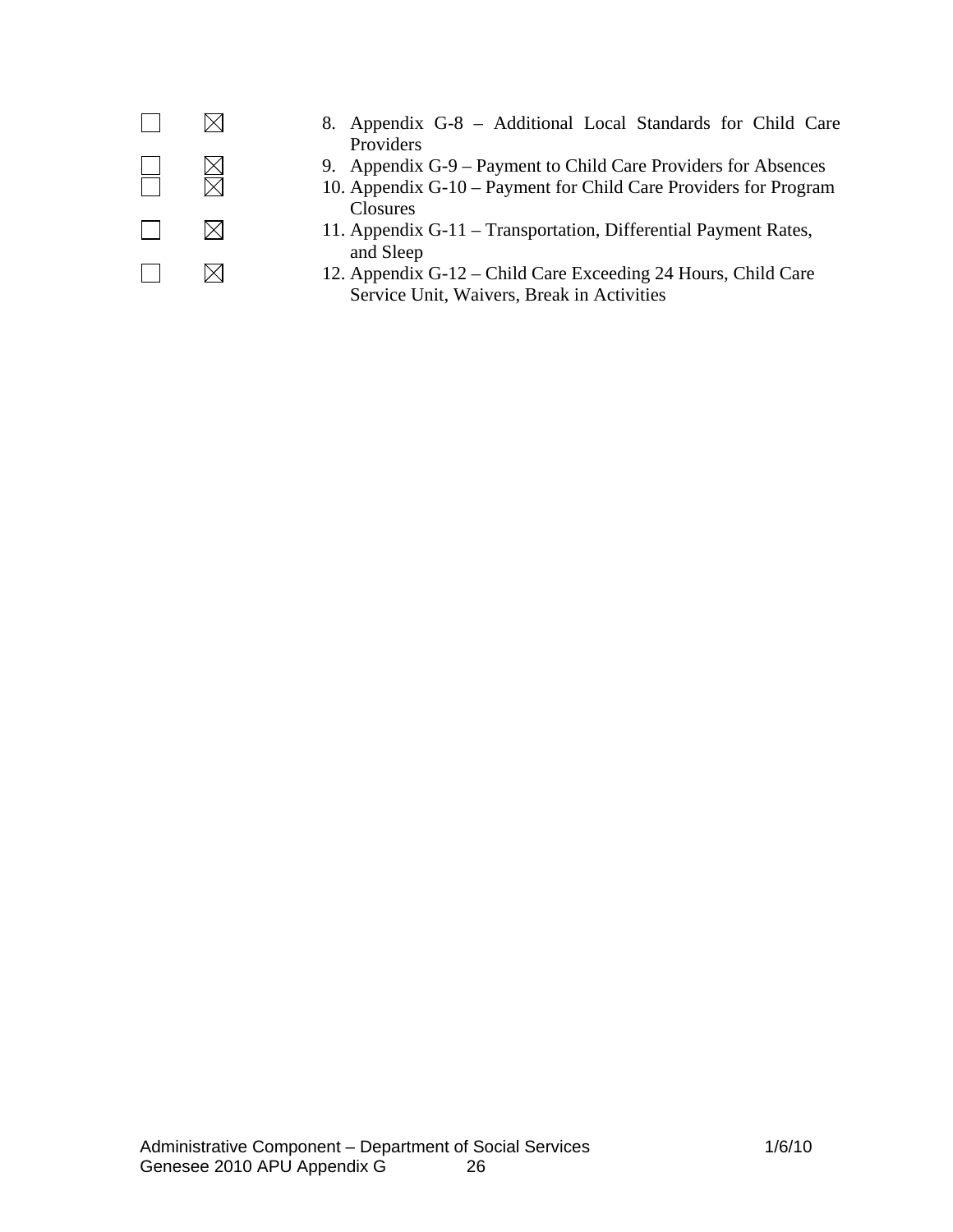| | | |
|---|---|---|
| ☐ | ☒ | 8. Appendix G-8 – Additional Local Standards for Child Care Providers |
| ☐ | ☒ | 9. Appendix G-9 – Payment to Child Care Providers for Absences |
| ☐ | ☒ | 10. Appendix G-10 – Payment for Child Care Providers for Program Closures |
| ☐ | ☒ | 11. Appendix G-11 – Transportation, Differential Payment Rates, and Sleep |
| ☐ | ☒ | 12. Appendix G-12 – Child Care Exceeding 24 Hours, Child Care Service Unit, Waivers, Break in Activities |